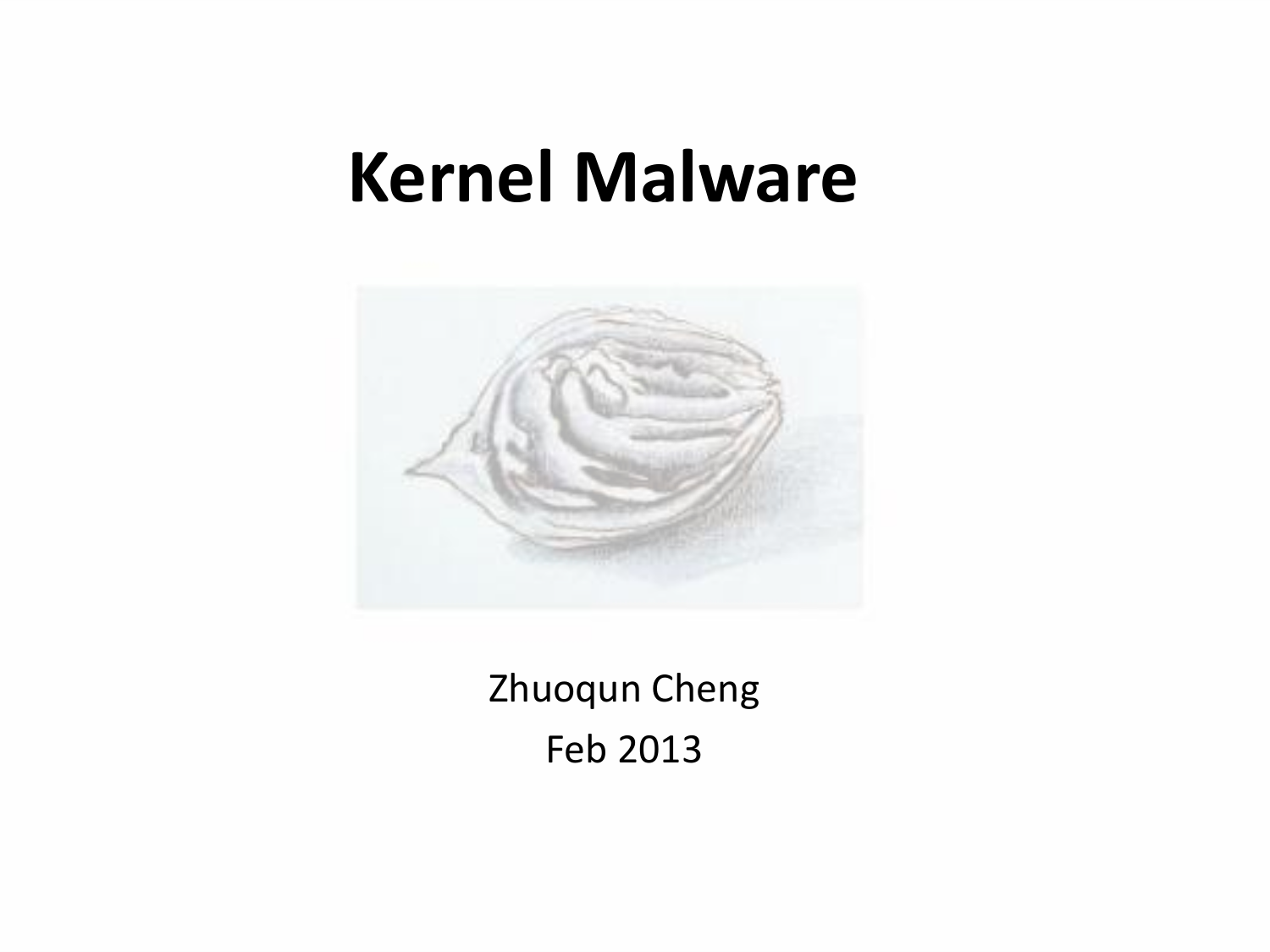# Kernel Malware

Zhuoqun Cheng

Feb 2013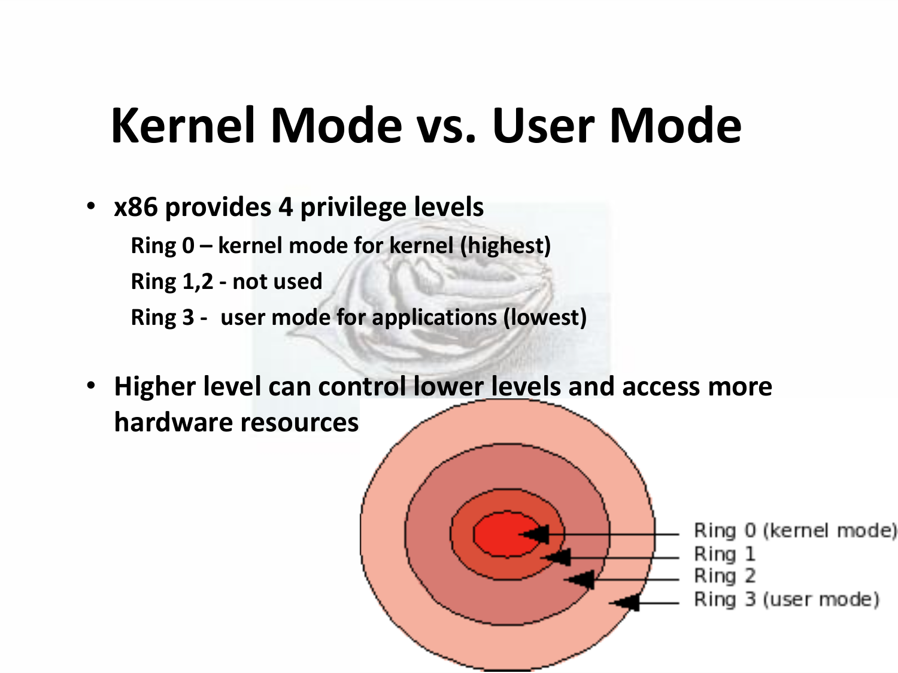# Kernel Mode vs. User Mode

- **x86 provides 4 privilege levels**
  - **Ring 0 – kernel mode for kernel (highest)**
  - **Ring 1,2 - not used**
  - **Ring 3 - user mode for applications (lowest)**
- **Higher level can control lower levels and access more hardware resources**

Ring 0 (kernel mode)
Ring 1
Ring 2
Ring 3 (user mode)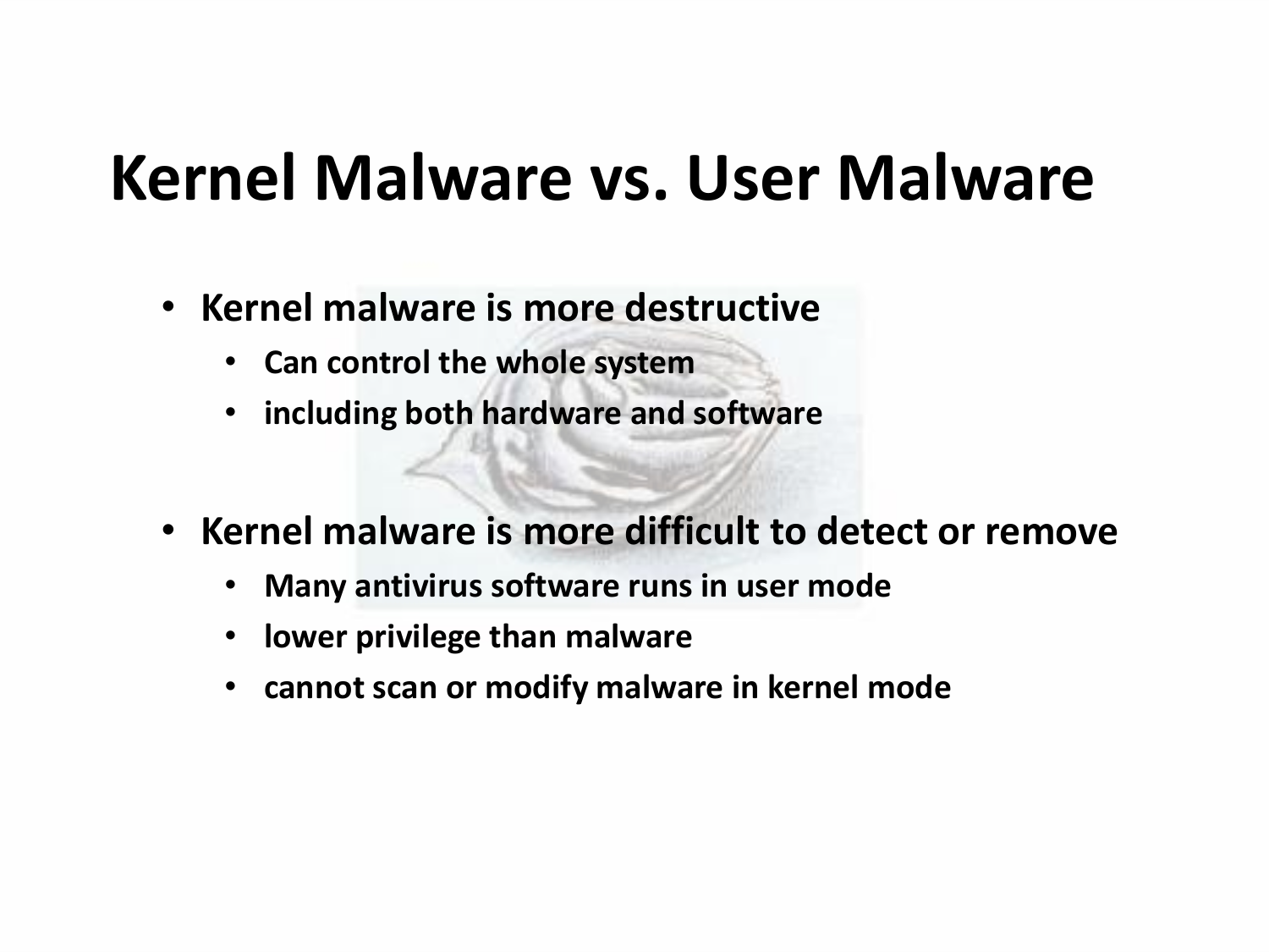# Kernel Malware vs. User Malware

- **Kernel malware is more destructive**
  - **Can control the whole system**
  - **including both hardware and software**
- **Kernel malware is more difficult to detect or remove**
  - **Many antivirus software runs in user mode**
  - **lower privilege than malware**
  - **cannot scan or modify malware in kernel mode**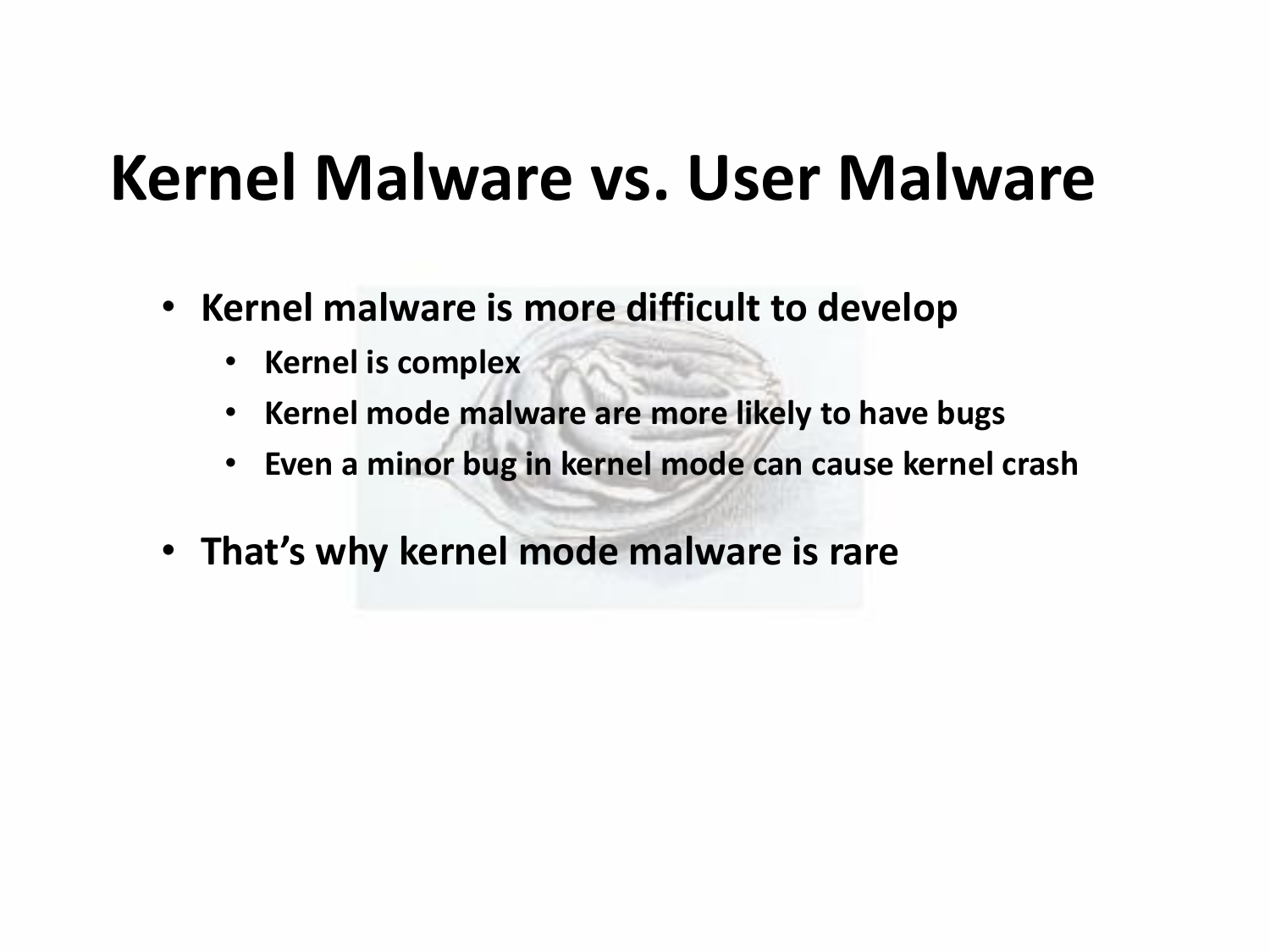# Kernel Malware vs. User Malware

- Kernel malware is more difficult to develop
  - Kernel is complex
  - Kernel mode malware are more likely to have bugs
  - Even a minor bug in kernel mode can cause kernel crash
- That's why kernel mode malware is rare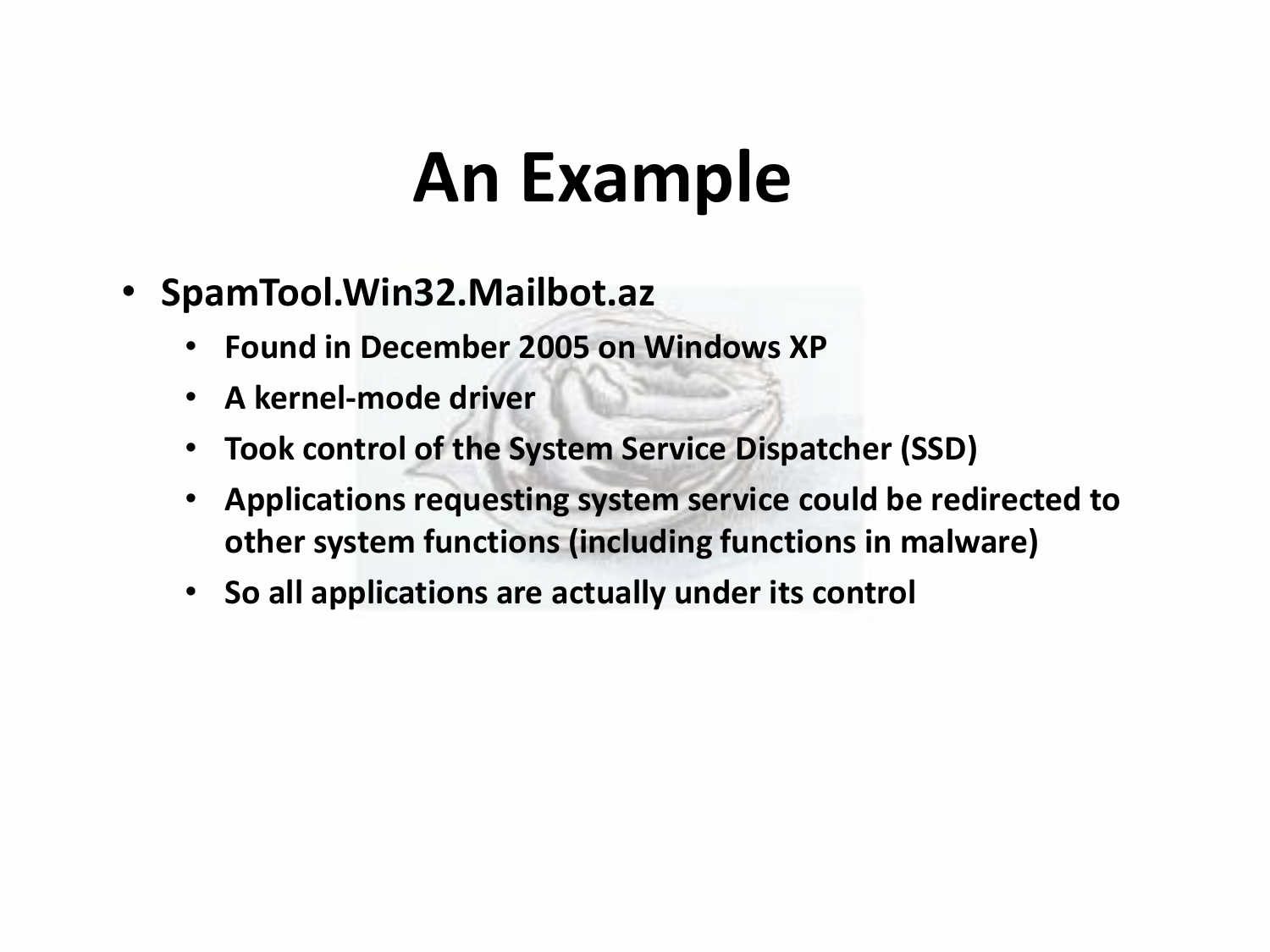# An Example

- **SpamTool.Win32.Mailbot.az**
  - **Found in December 2005 on Windows XP**
  - **A kernel-mode driver**
  - **Took control of the System Service Dispatcher (SSD)**
  - **Applications requesting system service could be redirected to other system functions (including functions in malware)**
  - **So all applications are actually under its control**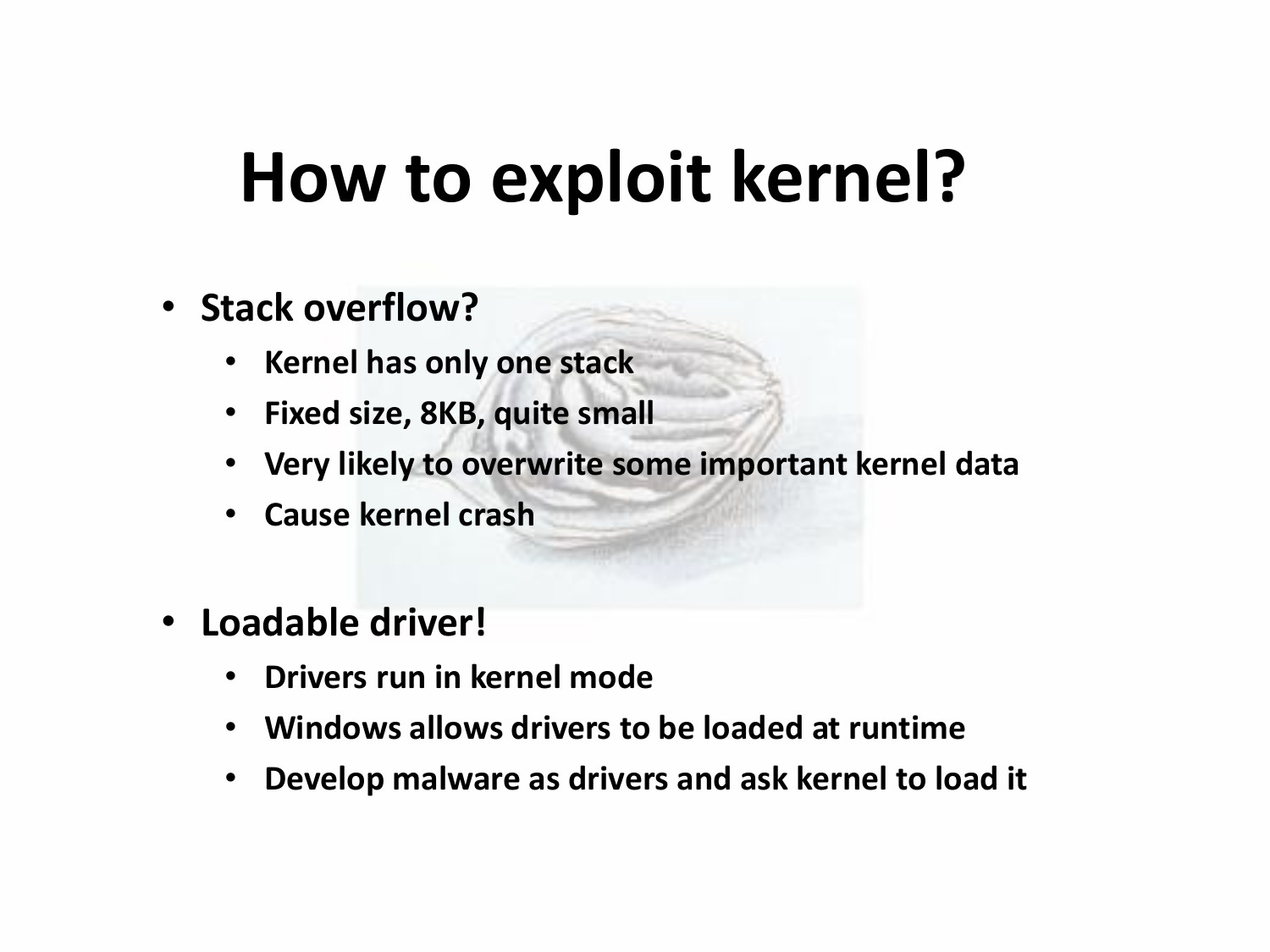# How to exploit kernel?

- **Stack overflow?**
  - **Kernel has only one stack**
  - **Fixed size, 8KB, quite small**
  - **Very likely to overwrite some important kernel data**
  - **Cause kernel crash**
- **Loadable driver!**
  - **Drivers run in kernel mode**
  - **Windows allows drivers to be loaded at runtime**
  - **Develop malware as drivers and ask kernel to load it**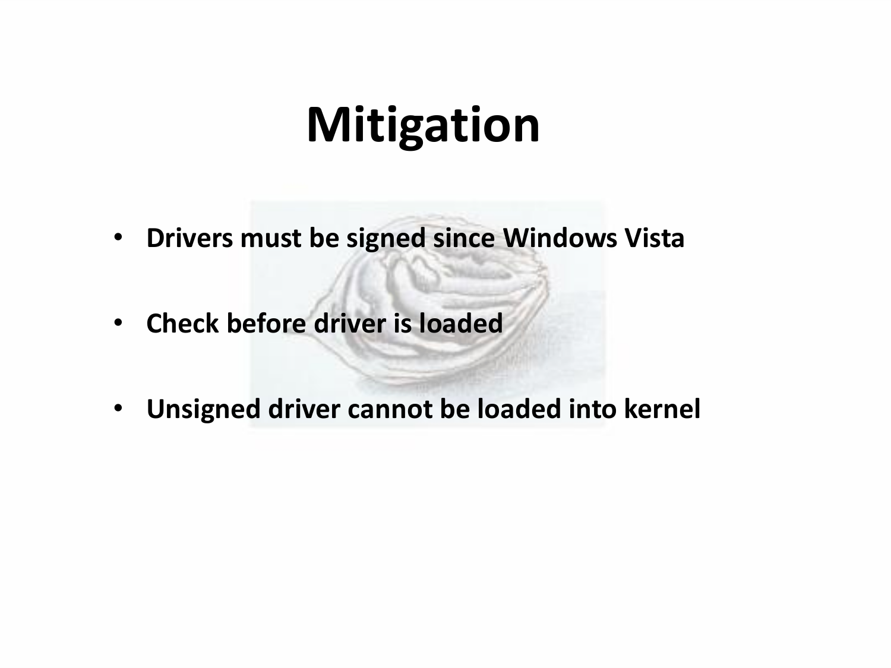# Mitigation

- **Drivers must be signed since Windows Vista**
- **Check before driver is loaded**
- **Unsigned driver cannot be loaded into kernel**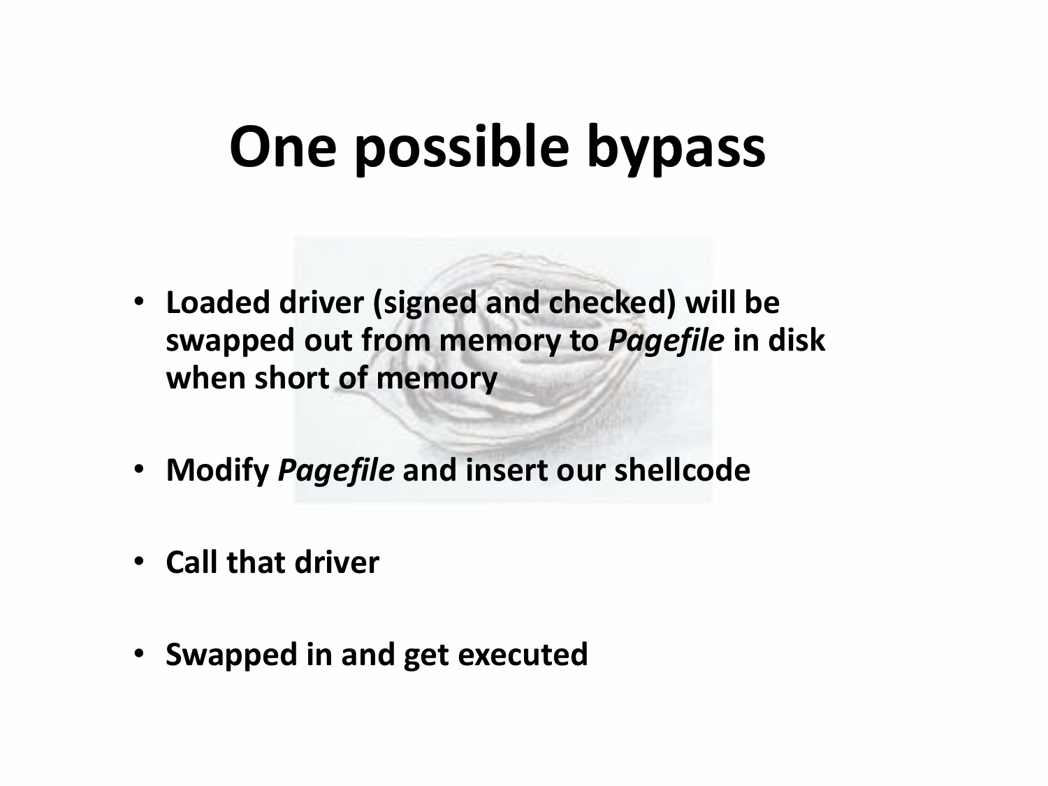# One possible bypass

- **Loaded driver (signed and checked) will be swapped out from memory to *Pagefile* in disk when short of memory**
- **Modify *Pagefile* and insert our shellcode**
- **Call that driver**
- **Swapped in and get executed**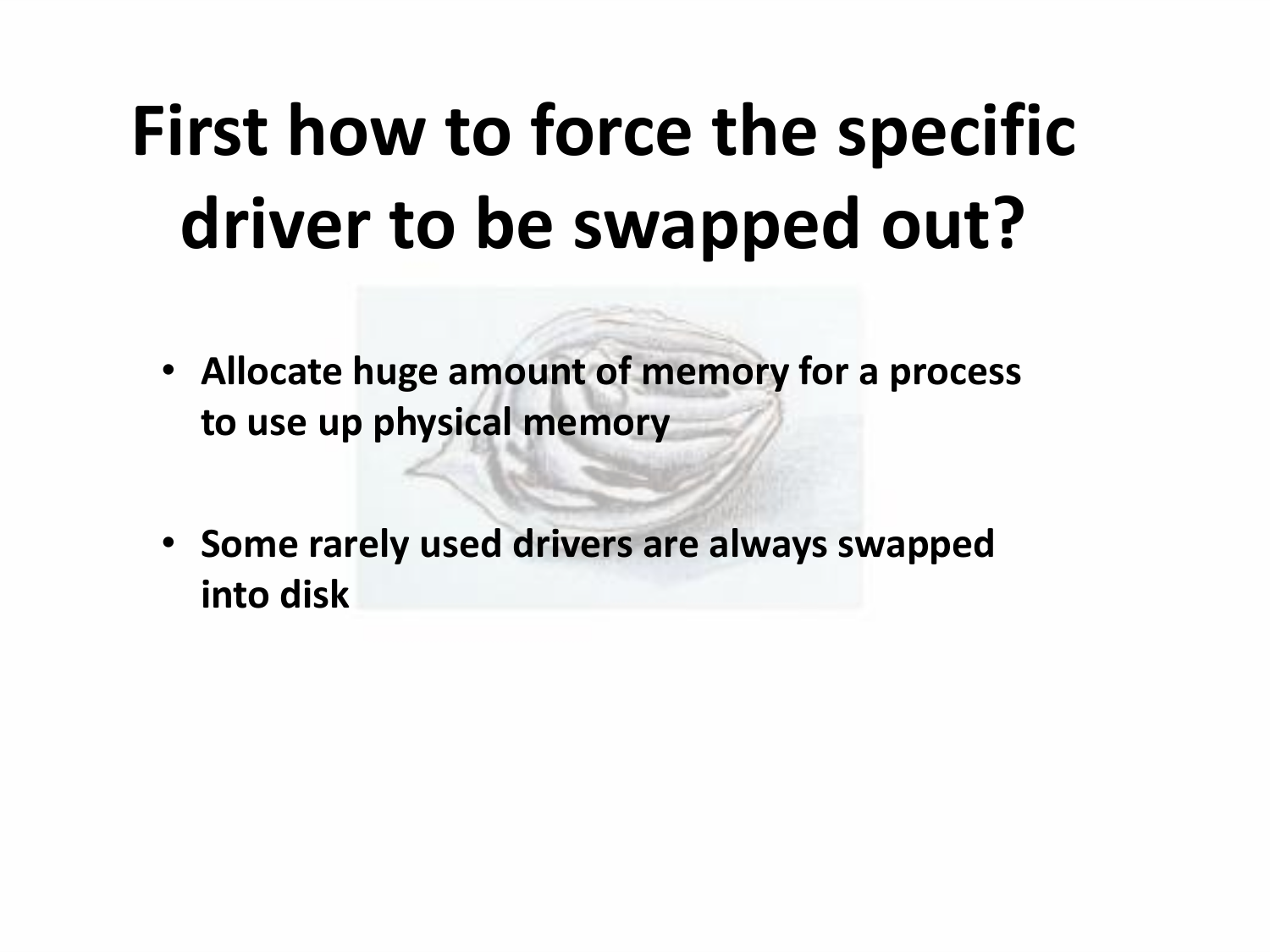# First how to force the specific driver to be swapped out?

- **Allocate huge amount of memory for a process to use up physical memory**
- **Some rarely used drivers are always swapped into disk**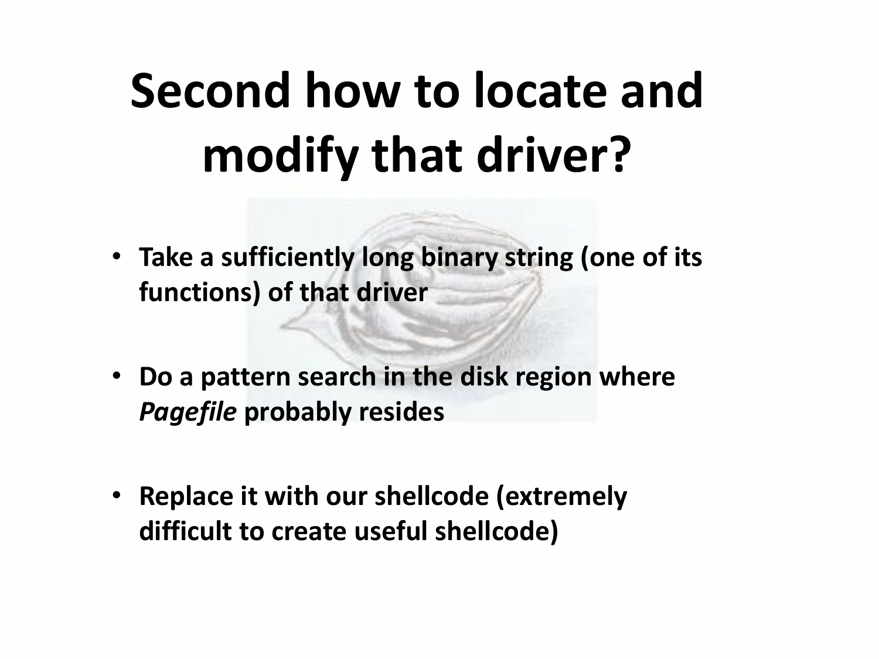# Second how to locate and modify that driver?

- **Take a sufficiently long binary string (one of its functions) of that driver**
- **Do a pattern search in the disk region where *Pagefile* probably resides**
- **Replace it with our shellcode (extremely difficult to create useful shellcode)**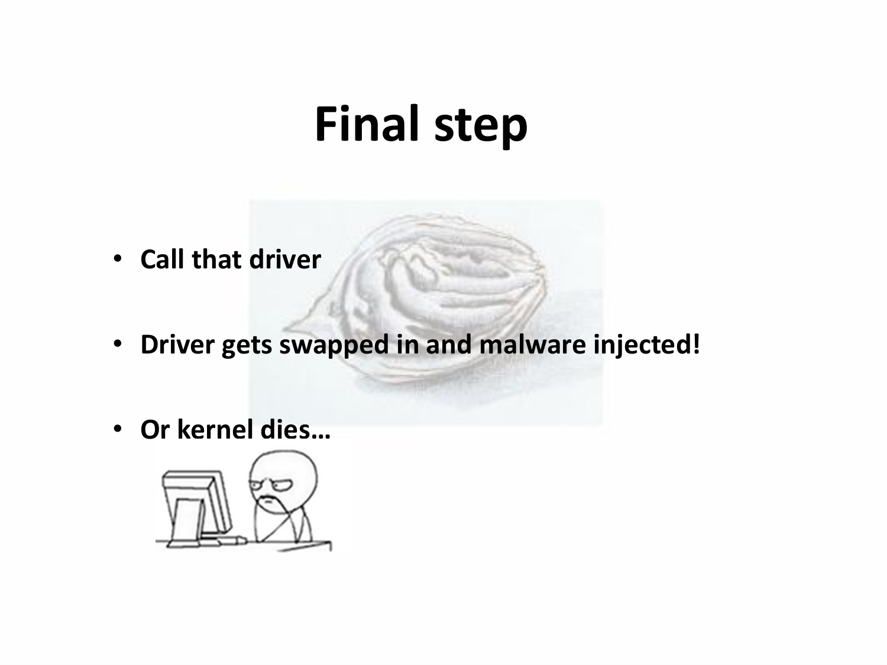# Final step

- **Call that driver**
- **Driver gets swapped in and malware injected!**
- **Or kernel dies…**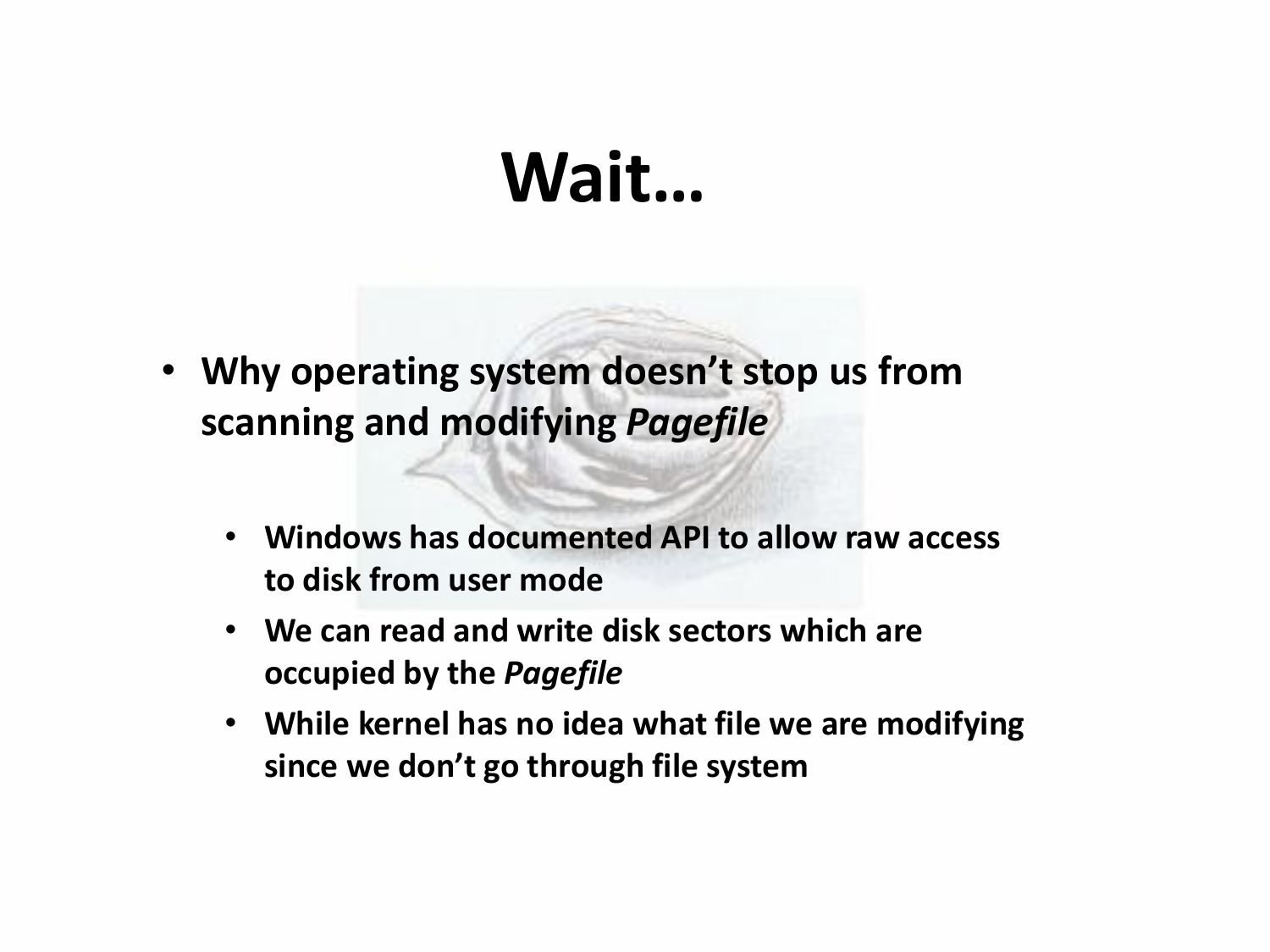# Wait…

- **Why operating system doesn't stop us from scanning and modifying *Pagefile***
  - **Windows has documented API to allow raw access to disk from user mode**
  - **We can read and write disk sectors which are occupied by the *Pagefile***
  - **While kernel has no idea what file we are modifying since we don't go through file system**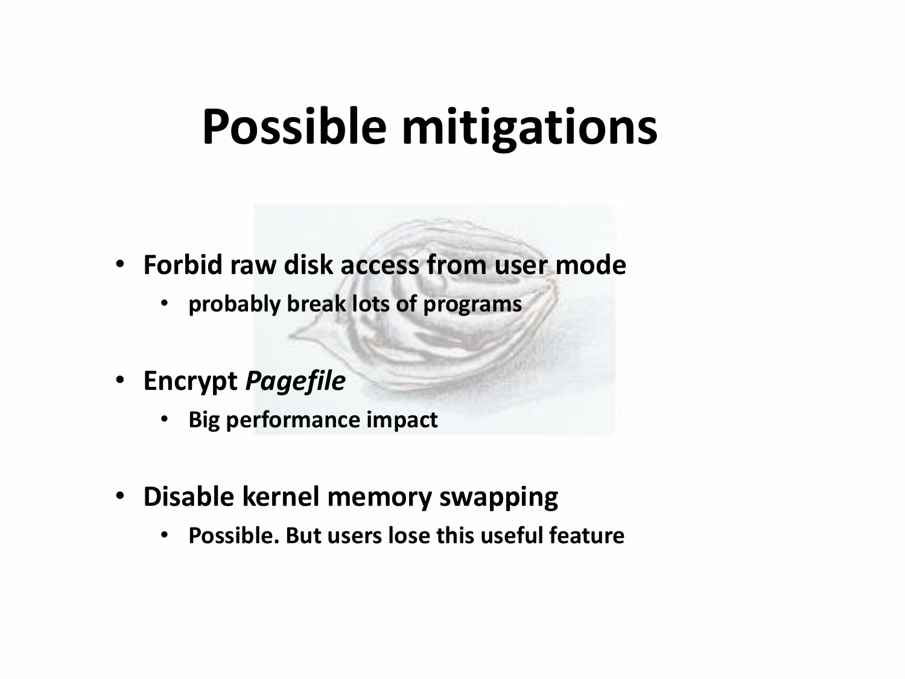# Possible mitigations

- **Forbid raw disk access from user mode**
  - **probably break lots of programs**
- **Encrypt *Pagefile***
  - **Big performance impact**
- **Disable kernel memory swapping**
  - **Possible. But users lose this useful feature**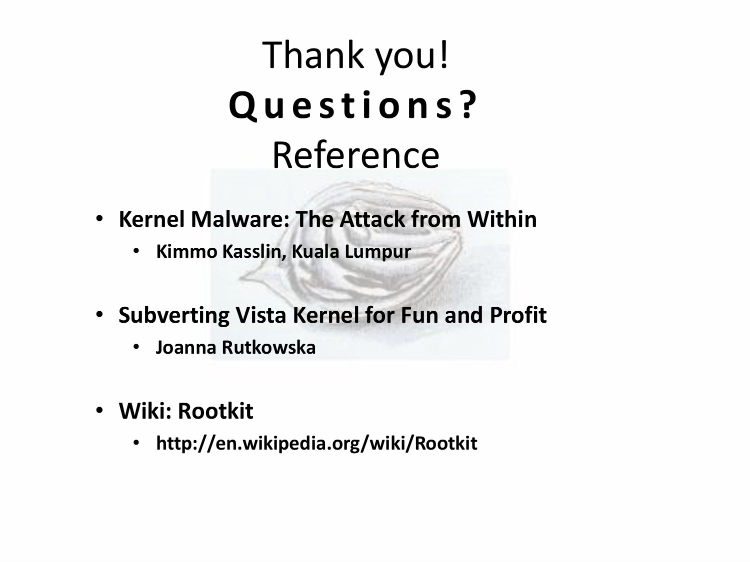# Thank you!

# **Questions?**

# Reference

- **Kernel Malware: The Attack from Within**
  - **Kimmo Kasslin, Kuala Lumpur**
- **Subverting Vista Kernel for Fun and Profit**
  - **Joanna Rutkowska**
- **Wiki: Rootkit**
  - **http://en.wikipedia.org/wiki/Rootkit**